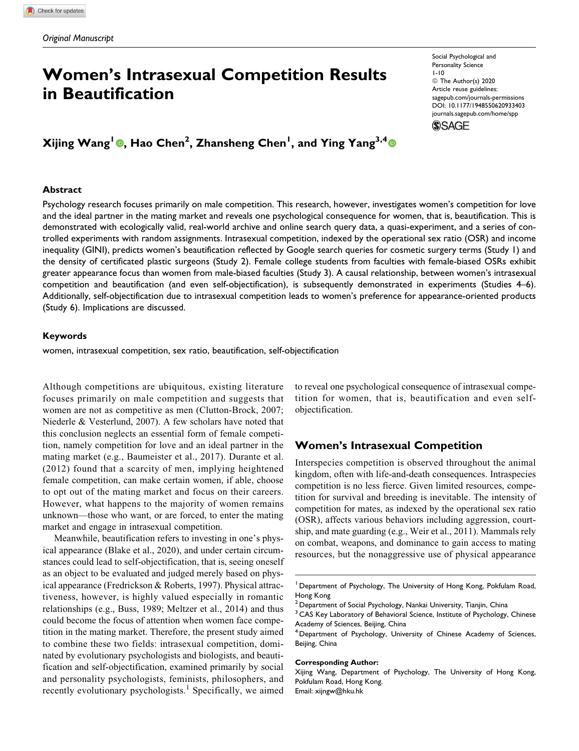*Original Manuscript*

# Women's Intrasexual Competition Results in Beautification

Social Psychological and Personality Science
1-10
© The Author(s) 2020
Article reuse guidelines:
sagepub.com/journals-permissions
DOI: 10.1177/1948550620933403
journals.sagepub.com/home/spp

**Xijing Wang[1], Hao Chen[2], Zhansheng Chen[1], and Ying Yang[3,4]**

## Abstract

Psychology research focuses primarily on male competition. This research, however, investigates women's competition for love and the ideal partner in the mating market and reveals one psychological consequence for women, that is, beautification. This is demonstrated with ecologically valid, real-world archive and online search query data, a quasi-experiment, and a series of controlled experiments with random assignments. Intrasexual competition, indexed by the operational sex ratio (OSR) and income inequality (GINI), predicts women's beautification reflected by Google search queries for cosmetic surgery terms (Study 1) and the density of certificated plastic surgeons (Study 2). Female college students from faculties with female-biased OSRs exhibit greater appearance focus than women from male-biased faculties (Study 3). A causal relationship, between women's intrasexual competition and beautification (and even self-objectification), is subsequently demonstrated in experiments (Studies 4–6). Additionally, self-objectification due to intrasexual competition leads to women's preference for appearance-oriented products (Study 6). Implications are discussed.

### Keywords

women, intrasexual competition, sex ratio, beautification, self-objectification

Although competitions are ubiquitous, existing literature focuses primarily on male competition and suggests that women are not as competitive as men (Clutton-Brock, 2007; Niederle & Vesterlund, 2007). A few scholars have noted that this conclusion neglects an essential form of female competition, namely competition for love and an ideal partner in the mating market (e.g., Baumeister et al., 2017). Durante et al. (2012) found that a scarcity of men, implying heightened female competition, can make certain women, if able, choose to opt out of the mating market and focus on their careers. However, what happens to the majority of women remains unknown—those who want, or are forced, to enter the mating market and engage in intrasexual competition.

Meanwhile, beautification refers to investing in one's physical appearance (Blake et al., 2020), and under certain circumstances could lead to self-objectification, that is, seeing oneself as an object to be evaluated and judged merely based on physical appearance (Fredrickson & Roberts, 1997). Physical attractiveness, however, is highly valued especially in romantic relationships (e.g., Buss, 1989; Meltzer et al., 2014) and thus could become the focus of attention when women face competition in the mating market. Therefore, the present study aimed to combine these two fields: intrasexual competition, dominated by evolutionary psychologists and biologists, and beautification and self-objectification, examined primarily by social and personality psychologists, feminists, philosophers, and recently evolutionary psychologists.[1] Specifically, we aimed to reveal one psychological consequence of intrasexual competition for women, that is, beautification and even self-objectification.

## Women's Intrasexual Competition

Interspecies competition is observed throughout the animal kingdom, often with life-and-death consequences. Intraspecies competition is no less fierce. Given limited resources, competition for survival and breeding is inevitable. The intensity of competition for mates, as indexed by the operational sex ratio (OSR), affects various behaviors including aggression, courtship, and mate guarding (e.g., Weir et al., 2011). Mammals rely on combat, weapons, and dominance to gain access to mating resources, but the nonaggressive use of physical appearance

[1] Department of Psychology, The University of Hong Kong, Pokfulam Road, Hong Kong
[2] Department of Social Psychology, Nankai University, Tianjin, China
[3] CAS Key Laboratory of Behavioral Science, Institute of Psychology, Chinese Academy of Sciences, Beijing, China
[4] Department of Psychology, University of Chinese Academy of Sciences, Beijing, China

**Corresponding Author:**
Xijing Wang, Department of Psychology, The University of Hong Kong, Pokfulam Road, Hong Kong.
Email: xijngw@hku.hk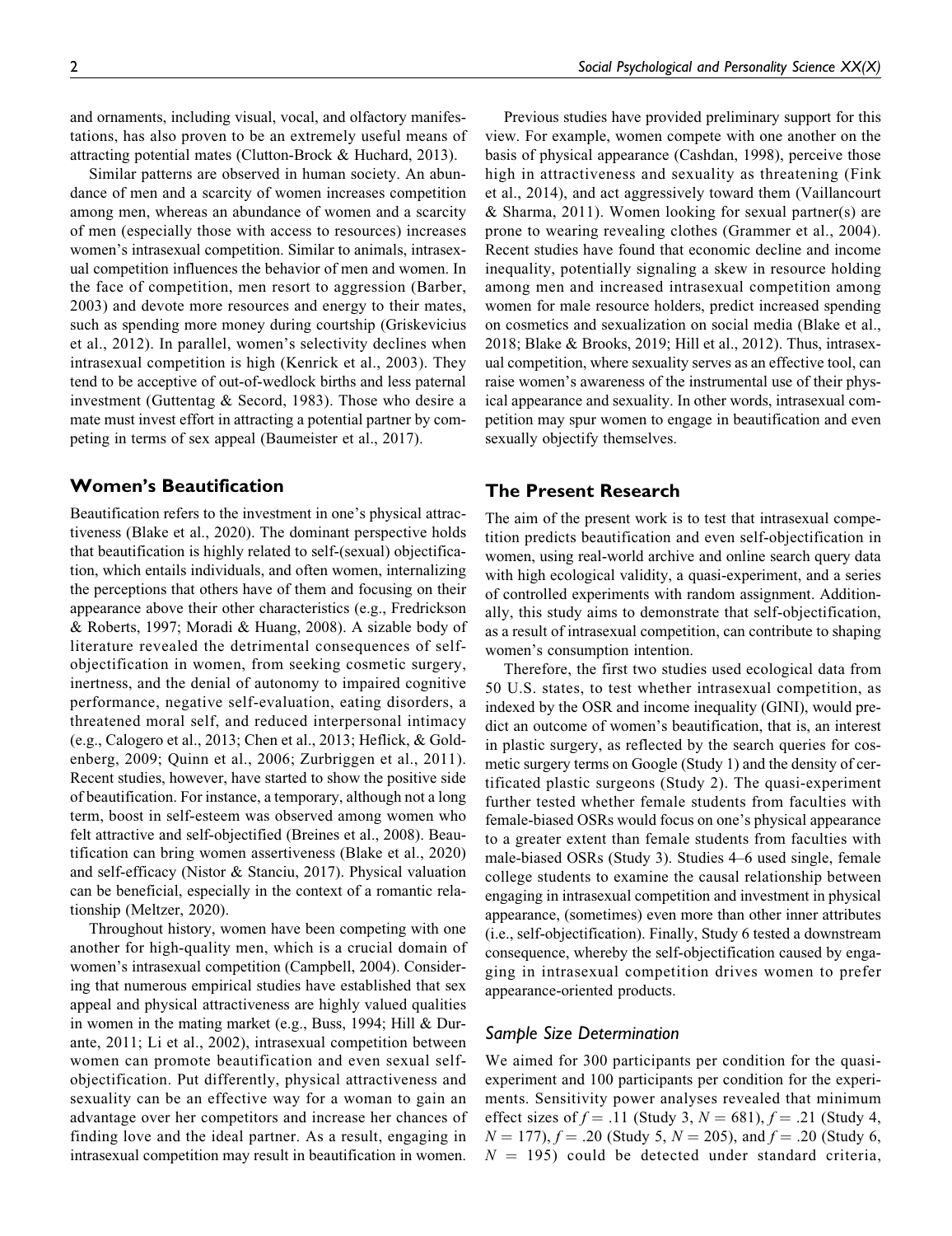and ornaments, including visual, vocal, and olfactory manifestations, has also proven to be an extremely useful means of attracting potential mates (Clutton-Brock & Huchard, 2013).

Similar patterns are observed in human society. An abundance of men and a scarcity of women increases competition among men, whereas an abundance of women and a scarcity of men (especially those with access to resources) increases women's intrasexual competition. Similar to animals, intrasexual competition influences the behavior of men and women. In the face of competition, men resort to aggression (Barber, 2003) and devote more resources and energy to their mates, such as spending more money during courtship (Griskevicius et al., 2012). In parallel, women's selectivity declines when intrasexual competition is high (Kenrick et al., 2003). They tend to be acceptive of out-of-wedlock births and less paternal investment (Guttentag & Secord, 1983). Those who desire a mate must invest effort in attracting a potential partner by competing in terms of sex appeal (Baumeister et al., 2017).

## Women's Beautification

Beautification refers to the investment in one's physical attractiveness (Blake et al., 2020). The dominant perspective holds that beautification is highly related to self-(sexual) objectification, which entails individuals, and often women, internalizing the perceptions that others have of them and focusing on their appearance above their other characteristics (e.g., Fredrickson & Roberts, 1997; Moradi & Huang, 2008). A sizable body of literature revealed the detrimental consequences of self-objectification in women, from seeking cosmetic surgery, inertness, and the denial of autonomy to impaired cognitive performance, negative self-evaluation, eating disorders, a threatened moral self, and reduced interpersonal intimacy (e.g., Calogero et al., 2013; Chen et al., 2013; Heflick, & Goldenberg, 2009; Quinn et al., 2006; Zurbriggen et al., 2011). Recent studies, however, have started to show the positive side of beautification. For instance, a temporary, although not a long term, boost in self-esteem was observed among women who felt attractive and self-objectified (Breines et al., 2008). Beautification can bring women assertiveness (Blake et al., 2020) and self-efficacy (Nistor & Stanciu, 2017). Physical valuation can be beneficial, especially in the context of a romantic relationship (Meltzer, 2020).

Throughout history, women have been competing with one another for high-quality men, which is a crucial domain of women's intrasexual competition (Campbell, 2004). Considering that numerous empirical studies have established that sex appeal and physical attractiveness are highly valued qualities in women in the mating market (e.g., Buss, 1994; Hill & Durante, 2011; Li et al., 2002), intrasexual competition between women can promote beautification and even sexual self-objectification. Put differently, physical attractiveness and sexuality can be an effective way for a woman to gain an advantage over her competitors and increase her chances of finding love and the ideal partner. As a result, engaging in intrasexual competition may result in beautification in women.

Previous studies have provided preliminary support for this view. For example, women compete with one another on the basis of physical appearance (Cashdan, 1998), perceive those high in attractiveness and sexuality as threatening (Fink et al., 2014), and act aggressively toward them (Vaillancourt & Sharma, 2011). Women looking for sexual partner(s) are prone to wearing revealing clothes (Grammer et al., 2004). Recent studies have found that economic decline and income inequality, potentially signaling a skew in resource holding among men and increased intrasexual competition among women for male resource holders, predict increased spending on cosmetics and sexualization on social media (Blake et al., 2018; Blake & Brooks, 2019; Hill et al., 2012). Thus, intrasexual competition, where sexuality serves as an effective tool, can raise women's awareness of the instrumental use of their physical appearance and sexuality. In other words, intrasexual competition may spur women to engage in beautification and even sexually objectify themselves.

## The Present Research

The aim of the present work is to test that intrasexual competition predicts beautification and even self-objectification in women, using real-world archive and online search query data with high ecological validity, a quasi-experiment, and a series of controlled experiments with random assignment. Additionally, this study aims to demonstrate that self-objectification, as a result of intrasexual competition, can contribute to shaping women's consumption intention.

Therefore, the first two studies used ecological data from 50 U.S. states, to test whether intrasexual competition, as indexed by the OSR and income inequality (GINI), would predict an outcome of women's beautification, that is, an interest in plastic surgery, as reflected by the search queries for cosmetic surgery terms on Google (Study 1) and the density of certificated plastic surgeons (Study 2). The quasi-experiment further tested whether female students from faculties with female-biased OSRs would focus on one's physical appearance to a greater extent than female students from faculties with male-biased OSRs (Study 3). Studies 4–6 used single, female college students to examine the causal relationship between engaging in intrasexual competition and investment in physical appearance, (sometimes) even more than other inner attributes (i.e., self-objectification). Finally, Study 6 tested a downstream consequence, whereby the self-objectification caused by engaging in intrasexual competition drives women to prefer appearance-oriented products.

### Sample Size Determination

We aimed for 300 participants per condition for the quasi-experiment and 100 participants per condition for the experiments. Sensitivity power analyses revealed that minimum effect sizes of $f = .11$ (Study 3, $N = 681$), $f = .21$ (Study 4, $N = 177$), $f = .20$ (Study 5, $N = 205$), and $f = .20$ (Study 6, $N = 195$) could be detected under standard criteria,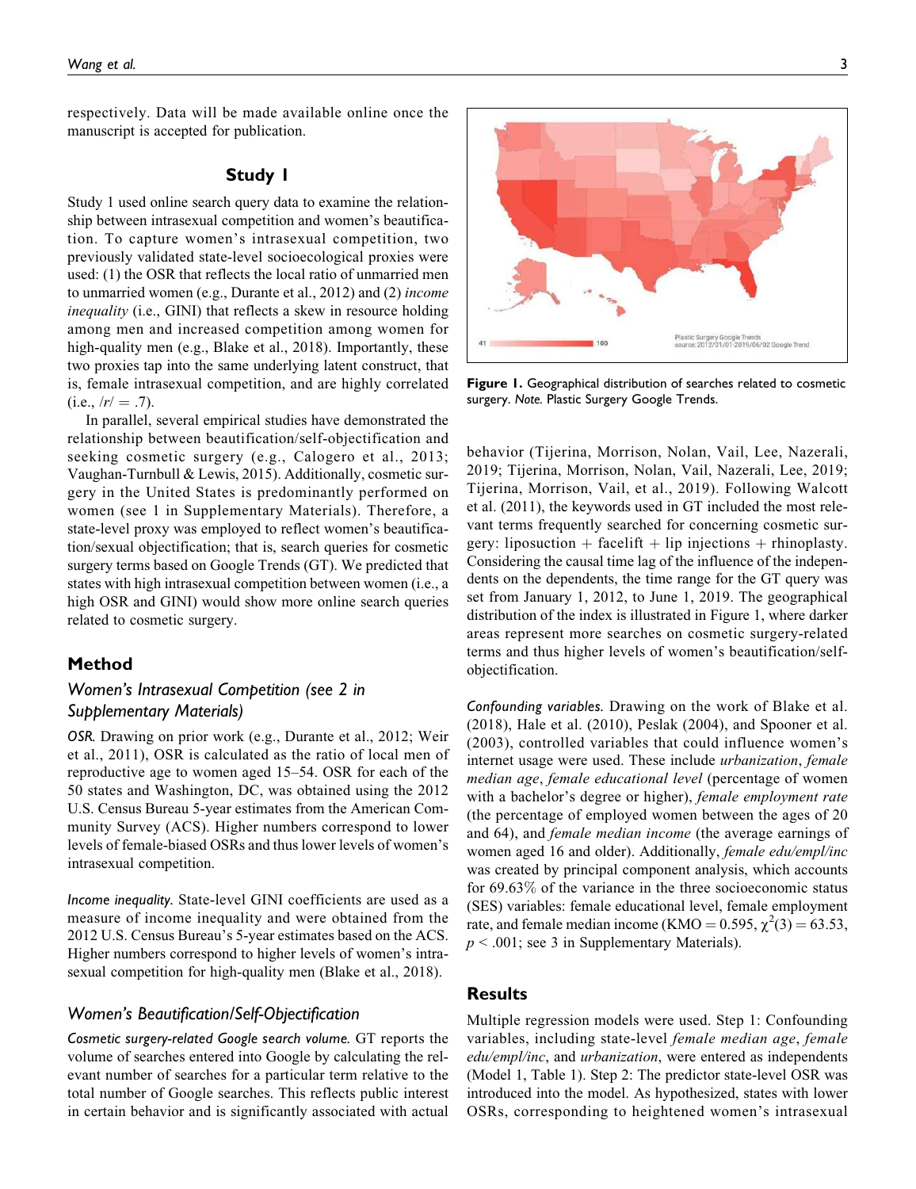respectively. Data will be made available online once the manuscript is accepted for publication.

## Study 1

Study 1 used online search query data to examine the relationship between intrasexual competition and women's beautification. To capture women's intrasexual competition, two previously validated state-level socioecological proxies were used: (1) the OSR that reflects the local ratio of unmarried men to unmarried women (e.g., Durante et al., 2012) and (2) *income inequality* (i.e., GINI) that reflects a skew in resource holding among men and increased competition among women for high-quality men (e.g., Blake et al., 2018). Importantly, these two proxies tap into the same underlying latent construct, that is, female intrasexual competition, and are highly correlated (i.e., $/r/ = .7$).

In parallel, several empirical studies have demonstrated the relationship between beautification/self-objectification and seeking cosmetic surgery (e.g., Calogero et al., 2013; Vaughan-Turnbull & Lewis, 2015). Additionally, cosmetic surgery in the United States is predominantly performed on women (see 1 in Supplementary Materials). Therefore, a state-level proxy was employed to reflect women's beautification/sexual objectification; that is, search queries for cosmetic surgery terms based on Google Trends (GT). We predicted that states with high intrasexual competition between women (i.e., a high OSR and GINI) would show more online search queries related to cosmetic surgery.

### Method

#### *Women's Intrasexual Competition (see 2 in Supplementary Materials)*

*OSR.* Drawing on prior work (e.g., Durante et al., 2012; Weir et al., 2011), OSR is calculated as the ratio of local men of reproductive age to women aged 15–54. OSR for each of the 50 states and Washington, DC, was obtained using the 2012 U.S. Census Bureau 5-year estimates from the American Community Survey (ACS). Higher numbers correspond to lower levels of female-biased OSRs and thus lower levels of women's intrasexual competition.

*Income inequality.* State-level GINI coefficients are used as a measure of income inequality and were obtained from the 2012 U.S. Census Bureau's 5-year estimates based on the ACS. Higher numbers correspond to higher levels of women's intrasexual competition for high-quality men (Blake et al., 2018).

#### *Women's Beautification/Self-Objectification*

*Cosmetic surgery-related Google search volume.* GT reports the volume of searches entered into Google by calculating the relevant number of searches for a particular term relative to the total number of Google searches. This reflects public interest in certain behavior and is significantly associated with actual behavior (Tijerina, Morrison, Nolan, Vail, Lee, Nazerali, 2019; Tijerina, Morrison, Nolan, Vail, Nazerali, Lee, 2019; Tijerina, Morrison, Vail, et al., 2019). Following Walcott et al. (2011), the keywords used in GT included the most relevant terms frequently searched for concerning cosmetic surgery: liposuction + facelift + lip injections + rhinoplasty. Considering the causal time lag of the influence of the independents on the dependents, the time range for the GT query was set from January 1, 2012, to June 1, 2019. The geographical distribution of the index is illustrated in Figure 1, where darker areas represent more searches on cosmetic surgery-related terms and thus higher levels of women's beautification/self-objectification.

**Figure 1.** Geographical distribution of searches related to cosmetic surgery. *Note.* Plastic Surgery Google Trends.

*Confounding variables.* Drawing on the work of Blake et al. (2018), Hale et al. (2010), Peslak (2004), and Spooner et al. (2003), controlled variables that could influence women's internet usage were used. These include *urbanization*, *female median age*, *female educational level* (percentage of women with a bachelor's degree or higher), *female employment rate* (the percentage of employed women between the ages of 20 and 64), and *female median income* (the average earnings of women aged 16 and older). Additionally, *female edu/empl/inc* was created by principal component analysis, which accounts for 69.63% of the variance in the three socioeconomic status (SES) variables: female educational level, female employment rate, and female median income (KMO = 0.595, $\chi^2(3) = 63.53$, $p < .001$; see 3 in Supplementary Materials).

### Results

Multiple regression models were used. Step 1: Confounding variables, including state-level *female median age*, *female edu/empl/inc*, and *urbanization*, were entered as independents (Model 1, Table 1). Step 2: The predictor state-level OSR was introduced into the model. As hypothesized, states with lower OSRs, corresponding to heightened women's intrasexual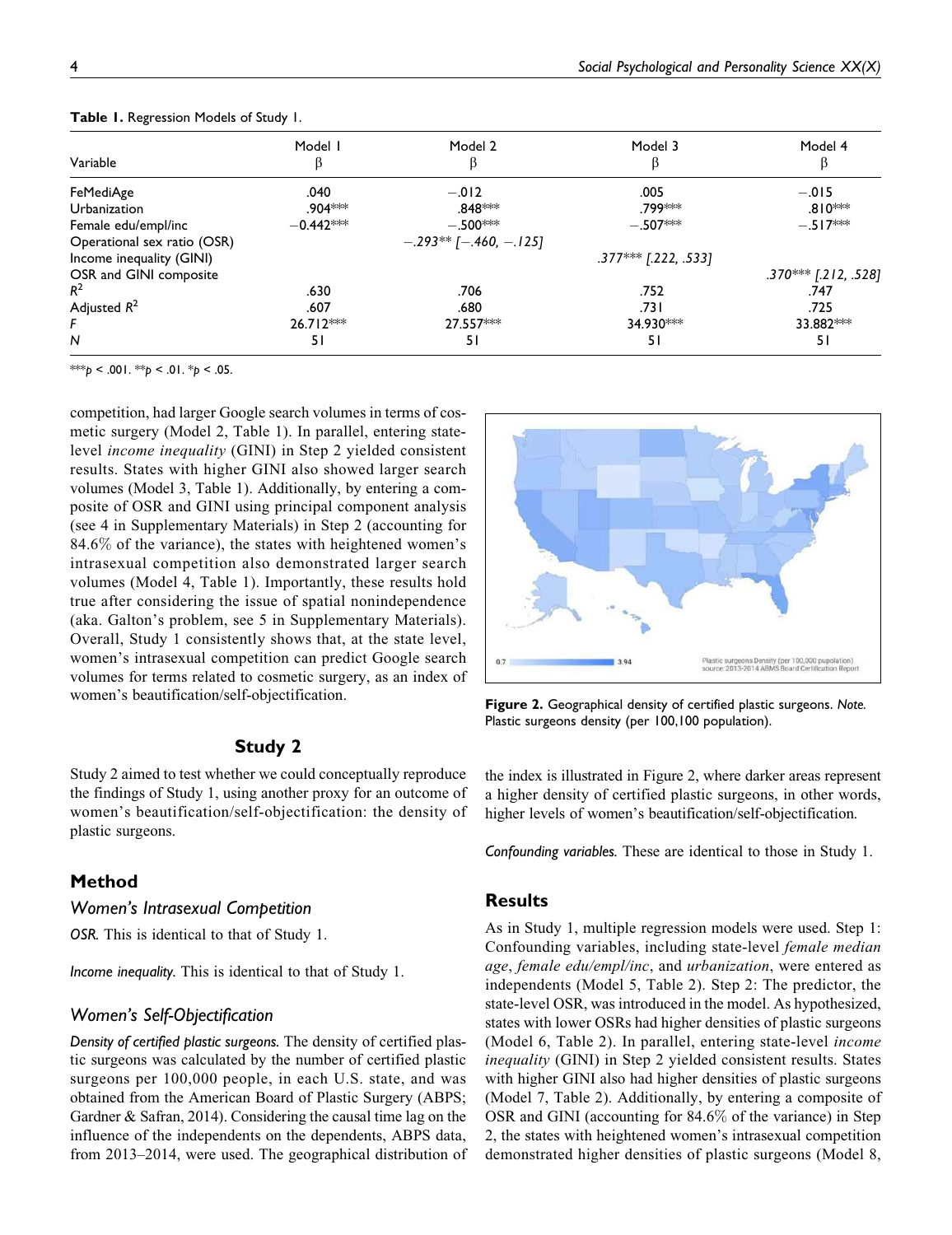**Table 1.** Regression Models of Study 1.

| Variable | Model 1 β | Model 2 β | Model 3 β | Model 4 β |
|---|---|---|---|---|
| FeMediAge | .040 | −.012 | .005 | −.015 |
| Urbanization | .904*** | .848*** | .799*** | .810*** |
| Female edu/empl/inc | −0.442*** | −.500*** | −.507*** | −.517*** |
| Operational sex ratio (OSR) | | *−.293** [−.460, −.125]* | | |
| Income inequality (GINI) | | | *.377*** [.222, .533]* | |
| OSR and GINI composite | | | | *.370*** [.212, .528]* |
| $R^2$ | .630 | .706 | .752 | .747 |
| Adjusted $R^2$ | .607 | .680 | .731 | .725 |
| $F$ | 26.712*** | 27.557*** | 34.930*** | 33.882*** |
| $N$ | 51 | 51 | 51 | 51 |

***$p < .001$. **$p < .01$. *$p < .05$.

competition, had larger Google search volumes in terms of cosmetic surgery (Model 2, Table 1). In parallel, entering state-level *income inequality* (GINI) in Step 2 yielded consistent results. States with higher GINI also showed larger search volumes (Model 3, Table 1). Additionally, by entering a composite of OSR and GINI using principal component analysis (see 4 in Supplementary Materials) in Step 2 (accounting for 84.6% of the variance), the states with heightened women's intrasexual competition also demonstrated larger search volumes (Model 4, Table 1). Importantly, these results hold true after considering the issue of spatial nonindependence (aka. Galton's problem, see 5 in Supplementary Materials). Overall, Study 1 consistently shows that, at the state level, women's intrasexual competition can predict Google search volumes for terms related to cosmetic surgery, as an index of women's beautification/self-objectification.

## Study 2

Study 2 aimed to test whether we could conceptually reproduce the findings of Study 1, using another proxy for an outcome of women's beautification/self-objectification: the density of plastic surgeons.

## Method

### Women's Intrasexual Competition

*OSR.* This is identical to that of Study 1.

*Income inequality.* This is identical to that of Study 1.

### Women's Self-Objectification

*Density of certified plastic surgeons.* The density of certified plastic surgeons was calculated by the number of certified plastic surgeons per 100,000 people, in each U.S. state, and was obtained from the American Board of Plastic Surgery (ABPS; Gardner & Safran, 2014). Considering the causal time lag on the influence of the independents on the dependents, ABPS data, from 2013–2014, were used. The geographical distribution of the index is illustrated in Figure 2, where darker areas represent a higher density of certified plastic surgeons, in other words, higher levels of women's beautification/self-objectification.

**Figure 2.** Geographical density of certified plastic surgeons. *Note.* Plastic surgeons density (per 100,100 population).

*Confounding variables.* These are identical to those in Study 1.

## Results

As in Study 1, multiple regression models were used. Step 1: Confounding variables, including state-level *female median age*, *female edu/empl/inc*, and *urbanization*, were entered as independents (Model 5, Table 2). Step 2: The predictor, the state-level OSR, was introduced in the model. As hypothesized, states with lower OSRs had higher densities of plastic surgeons (Model 6, Table 2). In parallel, entering state-level *income inequality* (GINI) in Step 2 yielded consistent results. States with higher GINI also had higher densities of plastic surgeons (Model 7, Table 2). Additionally, by entering a composite of OSR and GINI (accounting for 84.6% of the variance) in Step 2, the states with heightened women's intrasexual competition demonstrated higher densities of plastic surgeons (Model 8,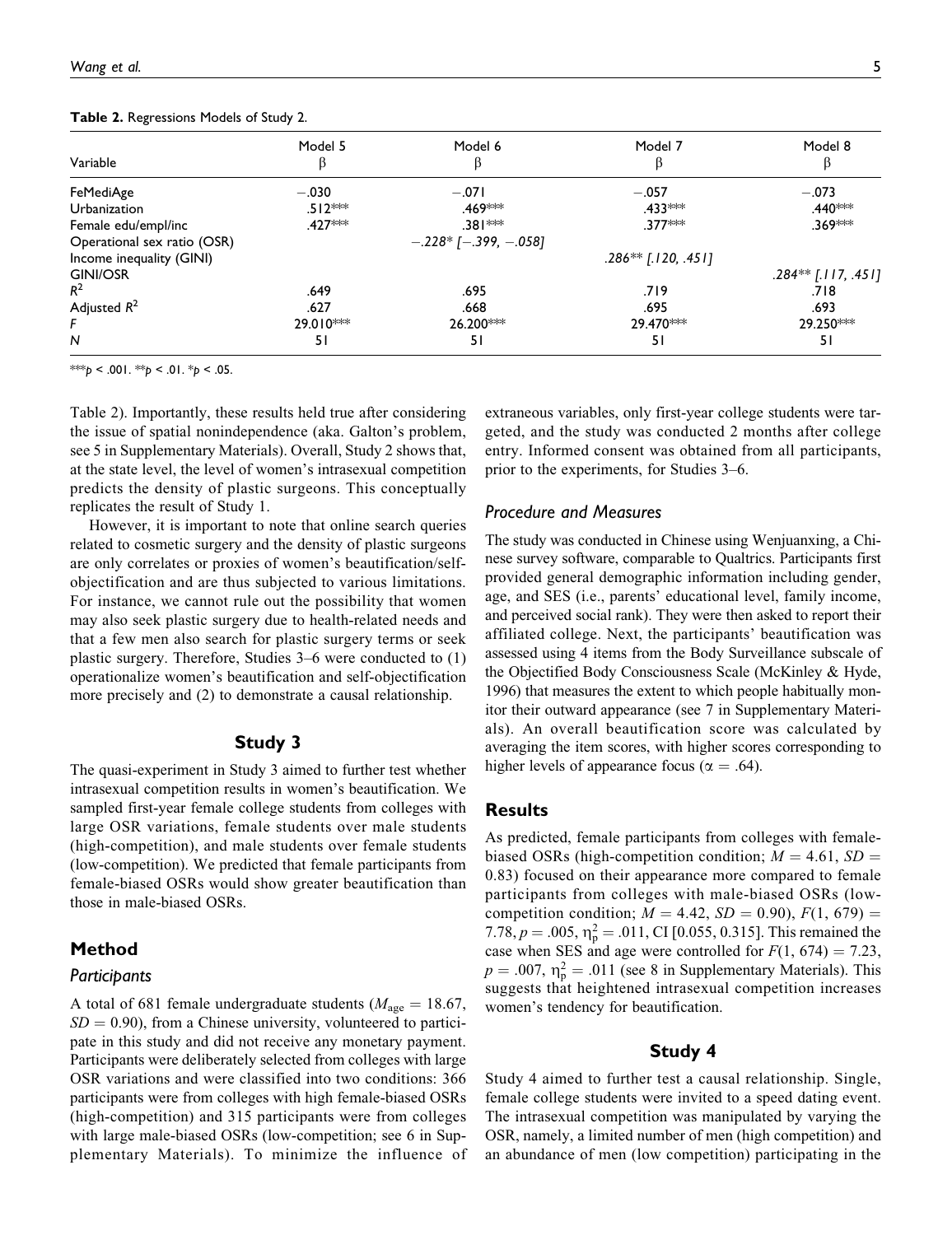**Table 2.** Regressions Models of Study 2.

| Variable | Model 5 β | Model 6 β | Model 7 β | Model 8 β |
|---|---|---|---|---|
| FeMediAge | −.030 | −.071 | −.057 | −.073 |
| Urbanization | .512*** | .469*** | .433*** | .440*** |
| Female edu/empl/inc | .427*** | .381*** | .377*** | .369*** |
| Operational sex ratio (OSR) | | −.228* [−.399, −.058] | | |
| Income inequality (GINI) | | | .286** [.120, .451] | |
| GINI/OSR | | | | .284** [.117, .451] |
| $R^2$ | .649 | .695 | .719 | .718 |
| Adjusted $R^2$ | .627 | .668 | .695 | .693 |
| $F$ | 29.010*** | 26.200*** | 29.470*** | 29.250*** |
| $N$ | 51 | 51 | 51 | 51 |

***$p < .001$. **$p < .01$. *$p < .05$.

Table 2). Importantly, these results held true after considering the issue of spatial nonindependence (aka. Galton's problem, see 5 in Supplementary Materials). Overall, Study 2 shows that, at the state level, the level of women's intrasexual competition predicts the density of plastic surgeons. This conceptually replicates the result of Study 1.

However, it is important to note that online search queries related to cosmetic surgery and the density of plastic surgeons are only correlates or proxies of women's beautification/self-objectification and are thus subjected to various limitations. For instance, we cannot rule out the possibility that women may also seek plastic surgery due to health-related needs and that a few men also search for plastic surgery terms or seek plastic surgery. Therefore, Studies 3–6 were conducted to (1) operationalize women's beautification and self-objectification more precisely and (2) to demonstrate a causal relationship.

## Study 3

The quasi-experiment in Study 3 aimed to further test whether intrasexual competition results in women's beautification. We sampled first-year female college students from colleges with large OSR variations, female students over male students (high-competition), and male students over female students (low-competition). We predicted that female participants from female-biased OSRs would show greater beautification than those in male-biased OSRs.

## Method

### Participants

A total of 681 female undergraduate students ($M_{\text{age}} = 18.67$, $SD = 0.90$), from a Chinese university, volunteered to participate in this study and did not receive any monetary payment. Participants were deliberately selected from colleges with large OSR variations and were classified into two conditions: 366 participants were from colleges with high female-biased OSRs (high-competition) and 315 participants were from colleges with large male-biased OSRs (low-competition; see 6 in Supplementary Materials). To minimize the influence of extraneous variables, only first-year college students were targeted, and the study was conducted 2 months after college entry. Informed consent was obtained from all participants, prior to the experiments, for Studies 3–6.

### Procedure and Measures

The study was conducted in Chinese using Wenjuanxing, a Chinese survey software, comparable to Qualtrics. Participants first provided general demographic information including gender, age, and SES (i.e., parents' educational level, family income, and perceived social rank). They were then asked to report their affiliated college. Next, the participants' beautification was assessed using 4 items from the Body Surveillance subscale of the Objectified Body Consciousness Scale (McKinley & Hyde, 1996) that measures the extent to which people habitually monitor their outward appearance (see 7 in Supplementary Materials). An overall beautification score was calculated by averaging the item scores, with higher scores corresponding to higher levels of appearance focus ($\alpha = .64$).

## Results

As predicted, female participants from colleges with female-biased OSRs (high-competition condition; $M = 4.61$, $SD = 0.83$) focused on their appearance more compared to female participants from colleges with male-biased OSRs (low-competition condition; $M = 4.42$, $SD = 0.90$), $F(1, 679) = 7.78$, $p = .005$, $\eta_p^2 = .011$, CI [0.055, 0.315]. This remained the case when SES and age were controlled for $F(1, 674) = 7.23$, $p = .007$, $\eta_p^2 = .011$ (see 8 in Supplementary Materials). This suggests that heightened intrasexual competition increases women's tendency for beautification.

## Study 4

Study 4 aimed to further test a causal relationship. Single, female college students were invited to a speed dating event. The intrasexual competition was manipulated by varying the OSR, namely, a limited number of men (high competition) and an abundance of men (low competition) participating in the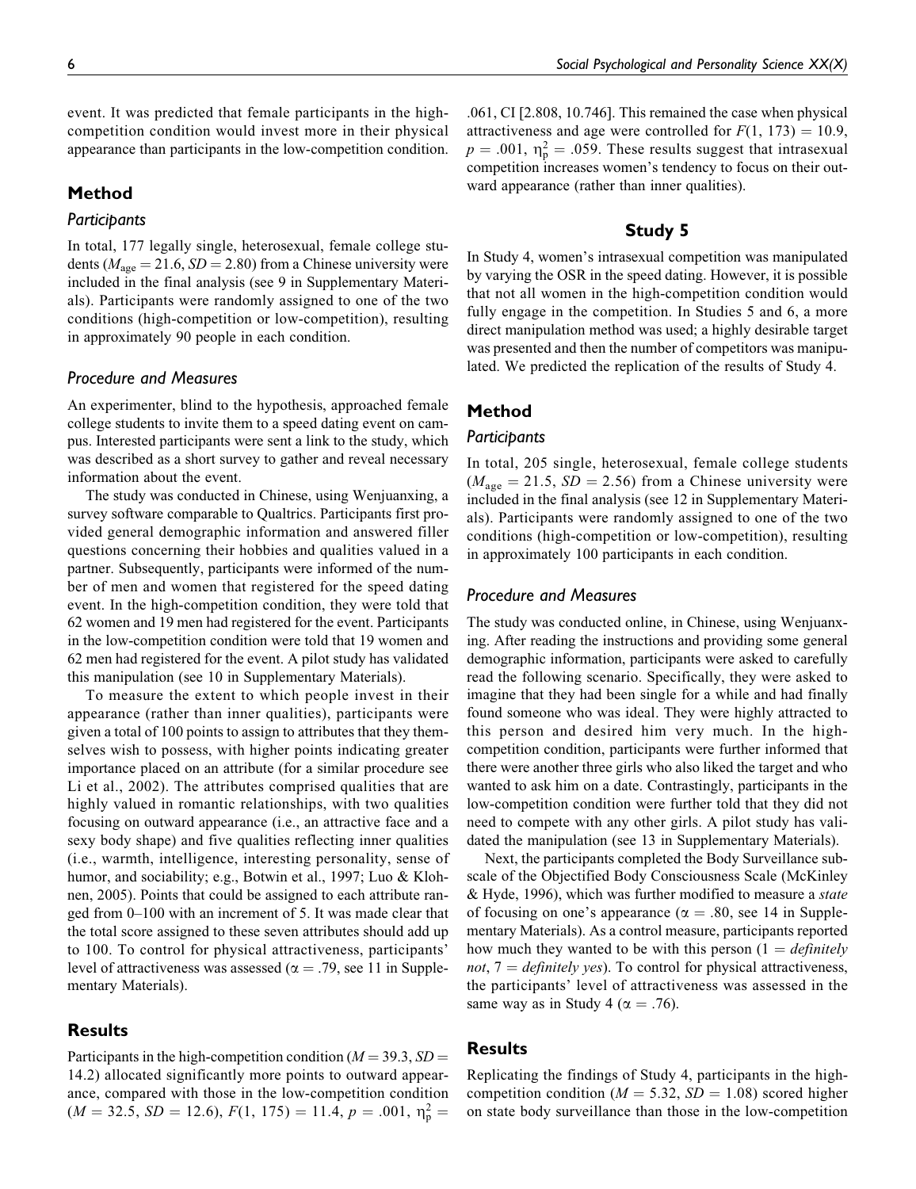event. It was predicted that female participants in the high-competition condition would invest more in their physical appearance than participants in the low-competition condition.

## Method

### Participants

In total, 177 legally single, heterosexual, female college students ($M_{age} = 21.6$, $SD = 2.80$) from a Chinese university were included in the final analysis (see 9 in Supplementary Materials). Participants were randomly assigned to one of the two conditions (high-competition or low-competition), resulting in approximately 90 people in each condition.

### Procedure and Measures

An experimenter, blind to the hypothesis, approached female college students to invite them to a speed dating event on campus. Interested participants were sent a link to the study, which was described as a short survey to gather and reveal necessary information about the event.

The study was conducted in Chinese, using Wenjuanxing, a survey software comparable to Qualtrics. Participants first provided general demographic information and answered filler questions concerning their hobbies and qualities valued in a partner. Subsequently, participants were informed of the number of men and women that registered for the speed dating event. In the high-competition condition, they were told that 62 women and 19 men had registered for the event. Participants in the low-competition condition were told that 19 women and 62 men had registered for the event. A pilot study has validated this manipulation (see 10 in Supplementary Materials).

To measure the extent to which people invest in their appearance (rather than inner qualities), participants were given a total of 100 points to assign to attributes that they themselves wish to possess, with higher points indicating greater importance placed on an attribute (for a similar procedure see Li et al., 2002). The attributes comprised qualities that are highly valued in romantic relationships, with two qualities focusing on outward appearance (i.e., an attractive face and a sexy body shape) and five qualities reflecting inner qualities (i.e., warmth, intelligence, interesting personality, sense of humor, and sociability; e.g., Botwin et al., 1997; Luo & Klohnen, 2005). Points that could be assigned to each attribute ranged from 0–100 with an increment of 5. It was made clear that the total score assigned to these seven attributes should add up to 100. To control for physical attractiveness, participants' level of attractiveness was assessed ($\alpha = .79$, see 11 in Supplementary Materials).

## Results

Participants in the high-competition condition ($M = 39.3$, $SD = 14.2$) allocated significantly more points to outward appearance, compared with those in the low-competition condition ($M = 32.5$, $SD = 12.6$), $F(1, 175) = 11.4$, $p = .001$, $\eta_p^2 = .061$, CI [2.808, 10.746]. This remained the case when physical attractiveness and age were controlled for $F(1, 173) = 10.9$, $p = .001$, $\eta_p^2 = .059$. These results suggest that intrasexual competition increases women's tendency to focus on their outward appearance (rather than inner qualities).

# Study 5

In Study 4, women's intrasexual competition was manipulated by varying the OSR in the speed dating. However, it is possible that not all women in the high-competition condition would fully engage in the competition. In Studies 5 and 6, a more direct manipulation method was used; a highly desirable target was presented and then the number of competitors was manipulated. We predicted the replication of the results of Study 4.

## Method

### Participants

In total, 205 single, heterosexual, female college students ($M_{age} = 21.5$, $SD = 2.56$) from a Chinese university were included in the final analysis (see 12 in Supplementary Materials). Participants were randomly assigned to one of the two conditions (high-competition or low-competition), resulting in approximately 100 participants in each condition.

### Procedure and Measures

The study was conducted online, in Chinese, using Wenjuanxing. After reading the instructions and providing some general demographic information, participants were asked to carefully read the following scenario. Specifically, they were asked to imagine that they had been single for a while and had finally found someone who was ideal. They were highly attracted to this person and desired him very much. In the high-competition condition, participants were further informed that there were another three girls who also liked the target and who wanted to ask him on a date. Contrastingly, participants in the low-competition condition were further told that they did not need to compete with any other girls. A pilot study has validated the manipulation (see 13 in Supplementary Materials).

Next, the participants completed the Body Surveillance subscale of the Objectified Body Consciousness Scale (McKinley & Hyde, 1996), which was further modified to measure a *state* of focusing on one's appearance ($\alpha = .80$, see 14 in Supplementary Materials). As a control measure, participants reported how much they wanted to be with this person (1 = *definitely not*, 7 = *definitely yes*). To control for physical attractiveness, the participants' level of attractiveness was assessed in the same way as in Study 4 ($\alpha = .76$).

## Results

Replicating the findings of Study 4, participants in the high-competition condition ($M = 5.32$, $SD = 1.08$) scored higher on state body surveillance than those in the low-competition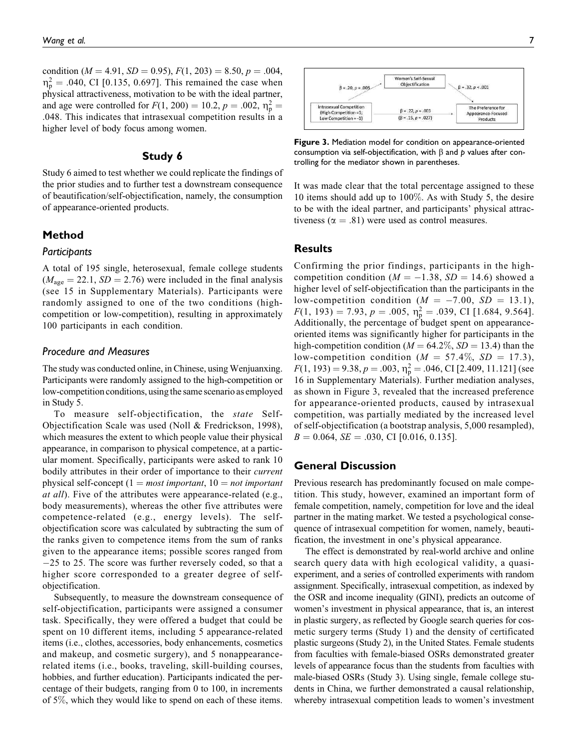condition ($M = 4.91$, $SD = 0.95$), $F(1, 203) = 8.50$, $p = .004$, $\eta_p^2 = .040$, CI [0.135, 0.697]. This remained the case when physical attractiveness, motivation to be with the ideal partner, and age were controlled for $F(1, 200) = 10.2$, $p = .002$, $\eta_p^2 = .048$. This indicates that intrasexual competition results in a higher level of body focus among women.

## Study 6

Study 6 aimed to test whether we could replicate the findings of the prior studies and to further test a downstream consequence of beautification/self-objectification, namely, the consumption of appearance-oriented products.

### Method

#### *Participants*

A total of 195 single, heterosexual, female college students ($M_{\text{age}} = 22.1$, $SD = 2.76$) were included in the final analysis (see 15 in Supplementary Materials). Participants were randomly assigned to one of the two conditions (high-competition or low-competition), resulting in approximately 100 participants in each condition.

#### *Procedure and Measures*

The study was conducted online, in Chinese, using Wenjuanxing. Participants were randomly assigned to the high-competition or low-competition conditions, using the same scenario as employed in Study 5.

To measure self-objectification, the *state* Self-Objectification Scale was used (Noll & Fredrickson, 1998), which measures the extent to which people value their physical appearance, in comparison to physical competence, at a particular moment. Specifically, participants were asked to rank 10 bodily attributes in their order of importance to their *current* physical self-concept (1 = *most important*, 10 = *not important at all*). Five of the attributes were appearance-related (e.g., body measurements), whereas the other five attributes were competence-related (e.g., energy levels). The self-objectification score was calculated by subtracting the sum of the ranks given to competence items from the sum of ranks given to the appearance items; possible scores ranged from −25 to 25. The score was further reversely coded, so that a higher score corresponded to a greater degree of self-objectification.

Subsequently, to measure the downstream consequence of self-objectification, participants were assigned a consumer task. Specifically, they were offered a budget that could be spent on 10 different items, including 5 appearance-related items (i.e., clothes, accessories, body enhancements, cosmetics and makeup, and cosmetic surgery), and 5 nonappearance-related items (i.e., books, traveling, skill-building courses, hobbies, and further education). Participants indicated the percentage of their budgets, ranging from 0 to 100, in increments of 5%, which they would like to spend on each of these items.

Women's Self-Sexual Objectification; Intrasexual Competition (High Competition =1; Low Competition = -1); The Preference for Appearance-Focused Products; β = .20, p = .005; β = .32, p < .001; β = .22, p = .003 (β = .15, p = .027)

**Figure 3.** Mediation model for condition on appearance-oriented consumption via self-objectification, with β and *p* values after controlling for the mediator shown in parentheses.

It was made clear that the total percentage assigned to these 10 items should add up to 100%. As with Study 5, the desire to be with the ideal partner, and participants' physical attractiveness ($\alpha = .81$) were used as control measures.

### Results

Confirming the prior findings, participants in the high-competition condition ($M = -1.38$, $SD = 14.6$) showed a higher level of self-objectification than the participants in the low-competition condition ($M = -7.00$, $SD = 13.1$), $F(1, 193) = 7.93$, $p = .005$, $\eta_p^2 = .039$, CI [1.684, 9.564]. Additionally, the percentage of budget spent on appearance-oriented items was significantly higher for participants in the high-competition condition ($M = 64.2\%$, $SD = 13.4$) than the low-competition condition ($M = 57.4\%$, $SD = 17.3$), $F(1, 193) = 9.38$, $p = .003$, $\eta_p^2 = .046$, CI [2.409, 11.121] (see 16 in Supplementary Materials). Further mediation analyses, as shown in Figure 3, revealed that the increased preference for appearance-oriented products, caused by intrasexual competition, was partially mediated by the increased level of self-objectification (a bootstrap analysis, 5,000 resampled), $B = 0.064$, $SE = .030$, CI [0.016, 0.135].

## General Discussion

Previous research has predominantly focused on male competition. This study, however, examined an important form of female competition, namely, competition for love and the ideal partner in the mating market. We tested a psychological consequence of intrasexual competition for women, namely, beautification, the investment in one's physical appearance.

The effect is demonstrated by real-world archive and online search query data with high ecological validity, a quasi-experiment, and a series of controlled experiments with random assignment. Specifically, intrasexual competition, as indexed by the OSR and income inequality (GINI), predicts an outcome of women's investment in physical appearance, that is, an interest in plastic surgery, as reflected by Google search queries for cosmetic surgery terms (Study 1) and the density of certificated plastic surgeons (Study 2), in the United States. Female students from faculties with female-biased OSRs demonstrated greater levels of appearance focus than the students from faculties with male-biased OSRs (Study 3). Using single, female college students in China, we further demonstrated a causal relationship, whereby intrasexual competition leads to women's investment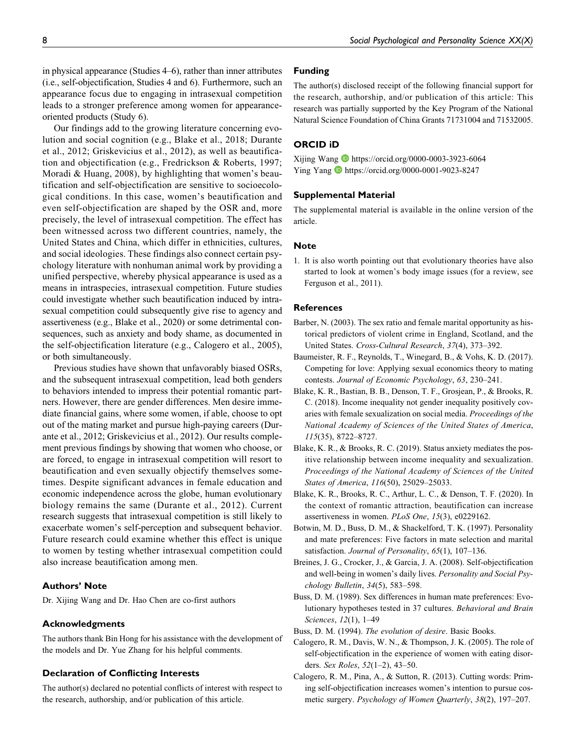in physical appearance (Studies 4–6), rather than inner attributes (i.e., self-objectification, Studies 4 and 6). Furthermore, such an appearance focus due to engaging in intrasexual competition leads to a stronger preference among women for appearance-oriented products (Study 6).

Our findings add to the growing literature concerning evolution and social cognition (e.g., Blake et al., 2018; Durante et al., 2012; Griskevicius et al., 2012), as well as beautification and objectification (e.g., Fredrickson & Roberts, 1997; Moradi & Huang, 2008), by highlighting that women's beautification and self-objectification are sensitive to socioecological conditions. In this case, women's beautification and even self-objectification are shaped by the OSR and, more precisely, the level of intrasexual competition. The effect has been witnessed across two different countries, namely, the United States and China, which differ in ethnicities, cultures, and social ideologies. These findings also connect certain psychology literature with nonhuman animal work by providing a unified perspective, whereby physical appearance is used as a means in intraspecies, intrasexual competition. Future studies could investigate whether such beautification induced by intrasexual competition could subsequently give rise to agency and assertiveness (e.g., Blake et al., 2020) or some detrimental consequences, such as anxiety and body shame, as documented in the self-objectification literature (e.g., Calogero et al., 2005), or both simultaneously.

Previous studies have shown that unfavorably biased OSRs, and the subsequent intrasexual competition, lead both genders to behaviors intended to impress their potential romantic partners. However, there are gender differences. Men desire immediate financial gains, where some women, if able, choose to opt out of the mating market and pursue high-paying careers (Durante et al., 2012; Griskevicius et al., 2012). Our results complement previous findings by showing that women who choose, or are forced, to engage in intrasexual competition will resort to beautification and even sexually objectify themselves sometimes. Despite significant advances in female education and economic independence across the globe, human evolutionary biology remains the same (Durante et al., 2012). Current research suggests that intrasexual competition is still likely to exacerbate women's self-perception and subsequent behavior. Future research could examine whether this effect is unique to women by testing whether intrasexual competition could also increase beautification among men.

## Authors' Note

Dr. Xijing Wang and Dr. Hao Chen are co-first authors

## Acknowledgments

The authors thank Bin Hong for his assistance with the development of the models and Dr. Yue Zhang for his helpful comments.

## Declaration of Conflicting Interests

The author(s) declared no potential conflicts of interest with respect to the research, authorship, and/or publication of this article.

## Funding

The author(s) disclosed receipt of the following financial support for the research, authorship, and/or publication of this article: This research was partially supported by the Key Program of the National Natural Science Foundation of China Grants 71731004 and 71532005.

## ORCID iD

Xijing Wang https://orcid.org/0000-0003-3923-6064
Ying Yang https://orcid.org/0000-0001-9023-8247

## Supplemental Material

The supplemental material is available in the online version of the article.

## Note

1. It is also worth pointing out that evolutionary theories have also started to look at women's body image issues (for a review, see Ferguson et al., 2011).

## References

Barber, N. (2003). The sex ratio and female marital opportunity as historical predictors of violent crime in England, Scotland, and the United States. *Cross-Cultural Research*, *37*(4), 373–392.

Baumeister, R. F., Reynolds, T., Winegard, B., & Vohs, K. D. (2017). Competing for love: Applying sexual economics theory to mating contests. *Journal of Economic Psychology*, *63*, 230–241.

Blake, K. R., Bastian, B. B., Denson, T. F., Grosjean, P., & Brooks, R. C. (2018). Income inequality not gender inequality positively covaries with female sexualization on social media. *Proceedings of the National Academy of Sciences of the United States of America*, *115*(35), 8722–8727.

Blake, K. R., & Brooks, R. C. (2019). Status anxiety mediates the positive relationship between income inequality and sexualization. *Proceedings of the National Academy of Sciences of the United States of America*, *116*(50), 25029–25033.

Blake, K. R., Brooks, R. C., Arthur, L. C., & Denson, T. F. (2020). In the context of romantic attraction, beautification can increase assertiveness in women. *PLoS One*, *15*(3), e0229162.

Botwin, M. D., Buss, D. M., & Shackelford, T. K. (1997). Personality and mate preferences: Five factors in mate selection and marital satisfaction. *Journal of Personality*, *65*(1), 107–136.

Breines, J. G., Crocker, J., & Garcia, J. A. (2008). Self-objectification and well-being in women's daily lives. *Personality and Social Psychology Bulletin*, *34*(5), 583–598.

Buss, D. M. (1989). Sex differences in human mate preferences: Evolutionary hypotheses tested in 37 cultures. *Behavioral and Brain Sciences*, *12*(1), 1–49

Buss, D. M. (1994). *The evolution of desire*. Basic Books.

Calogero, R. M., Davis, W. N., & Thompson, J. K. (2005). The role of self-objectification in the experience of women with eating disorders. *Sex Roles*, *52*(1–2), 43–50.

Calogero, R. M., Pina, A., & Sutton, R. (2013). Cutting words: Priming self-objectification increases women's intention to pursue cosmetic surgery. *Psychology of Women Quarterly*, *38*(2), 197–207.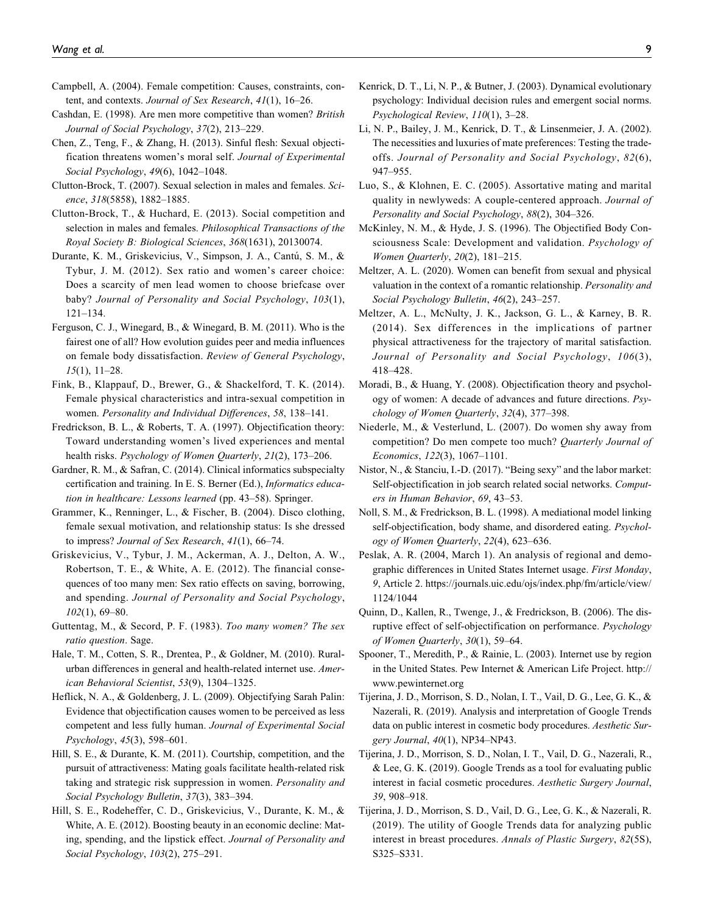Campbell, A. (2004). Female competition: Causes, constraints, content, and contexts. *Journal of Sex Research*, *41*(1), 16–26.

Cashdan, E. (1998). Are men more competitive than women? *British Journal of Social Psychology*, *37*(2), 213–229.

Chen, Z., Teng, F., & Zhang, H. (2013). Sinful flesh: Sexual objectification threatens women's moral self. *Journal of Experimental Social Psychology*, *49*(6), 1042–1048.

Clutton-Brock, T. (2007). Sexual selection in males and females. *Science*, *318*(5858), 1882–1885.

Clutton-Brock, T., & Huchard, E. (2013). Social competition and selection in males and females. *Philosophical Transactions of the Royal Society B: Biological Sciences*, *368*(1631), 20130074.

Durante, K. M., Griskevicius, V., Simpson, J. A., Cantú, S. M., & Tybur, J. M. (2012). Sex ratio and women's career choice: Does a scarcity of men lead women to choose briefcase over baby? *Journal of Personality and Social Psychology*, *103*(1), 121–134.

Ferguson, C. J., Winegard, B., & Winegard, B. M. (2011). Who is the fairest one of all? How evolution guides peer and media influences on female body dissatisfaction. *Review of General Psychology*, *15*(1), 11–28.

Fink, B., Klappauf, D., Brewer, G., & Shackelford, T. K. (2014). Female physical characteristics and intra-sexual competition in women. *Personality and Individual Differences*, *58*, 138–141.

Fredrickson, B. L., & Roberts, T. A. (1997). Objectification theory: Toward understanding women's lived experiences and mental health risks. *Psychology of Women Quarterly*, *21*(2), 173–206.

Gardner, R. M., & Safran, C. (2014). Clinical informatics subspecialty certification and training. In E. S. Berner (Ed.), *Informatics education in healthcare: Lessons learned* (pp. 43–58). Springer.

Grammer, K., Renninger, L., & Fischer, B. (2004). Disco clothing, female sexual motivation, and relationship status: Is she dressed to impress? *Journal of Sex Research*, *41*(1), 66–74.

Griskevicius, V., Tybur, J. M., Ackerman, A. J., Delton, A. W., Robertson, T. E., & White, A. E. (2012). The financial consequences of too many men: Sex ratio effects on saving, borrowing, and spending. *Journal of Personality and Social Psychology*, *102*(1), 69–80.

Guttentag, M., & Secord, P. F. (1983). *Too many women? The sex ratio question*. Sage.

Hale, T. M., Cotten, S. R., Drentea, P., & Goldner, M. (2010). Rural-urban differences in general and health-related internet use. *American Behavioral Scientist*, *53*(9), 1304–1325.

Heflick, N. A., & Goldenberg, J. L. (2009). Objectifying Sarah Palin: Evidence that objectification causes women to be perceived as less competent and less fully human. *Journal of Experimental Social Psychology*, *45*(3), 598–601.

Hill, S. E., & Durante, K. M. (2011). Courtship, competition, and the pursuit of attractiveness: Mating goals facilitate health-related risk taking and strategic risk suppression in women. *Personality and Social Psychology Bulletin*, *37*(3), 383–394.

Hill, S. E., Rodeheffer, C. D., Griskevicius, V., Durante, K. M., & White, A. E. (2012). Boosting beauty in an economic decline: Mating, spending, and the lipstick effect. *Journal of Personality and Social Psychology*, *103*(2), 275–291.

Kenrick, D. T., Li, N. P., & Butner, J. (2003). Dynamical evolutionary psychology: Individual decision rules and emergent social norms. *Psychological Review*, *110*(1), 3–28.

Li, N. P., Bailey, J. M., Kenrick, D. T., & Linsenmeier, J. A. (2002). The necessities and luxuries of mate preferences: Testing the tradeoffs. *Journal of Personality and Social Psychology*, *82*(6), 947–955.

Luo, S., & Klohnen, E. C. (2005). Assortative mating and marital quality in newlyweds: A couple-centered approach. *Journal of Personality and Social Psychology*, *88*(2), 304–326.

McKinley, N. M., & Hyde, J. S. (1996). The Objectified Body Consciousness Scale: Development and validation. *Psychology of Women Quarterly*, *20*(2), 181–215.

Meltzer, A. L. (2020). Women can benefit from sexual and physical valuation in the context of a romantic relationship. *Personality and Social Psychology Bulletin*, *46*(2), 243–257.

Meltzer, A. L., McNulty, J. K., Jackson, G. L., & Karney, B. R. (2014). Sex differences in the implications of partner physical attractiveness for the trajectory of marital satisfaction. *Journal of Personality and Social Psychology*, *106*(3), 418–428.

Moradi, B., & Huang, Y. (2008). Objectification theory and psychology of women: A decade of advances and future directions. *Psychology of Women Quarterly*, *32*(4), 377–398.

Niederle, M., & Vesterlund, L. (2007). Do women shy away from competition? Do men compete too much? *Quarterly Journal of Economics*, *122*(3), 1067–1101.

Nistor, N., & Stanciu, I.-D. (2017). "Being sexy" and the labor market: Self-objectification in job search related social networks. *Computers in Human Behavior*, *69*, 43–53.

Noll, S. M., & Fredrickson, B. L. (1998). A mediational model linking self-objectification, body shame, and disordered eating. *Psychology of Women Quarterly*, *22*(4), 623–636.

Peslak, A. R. (2004, March 1). An analysis of regional and demographic differences in United States Internet usage. *First Monday*, *9*, Article 2. https://journals.uic.edu/ojs/index.php/fm/article/view/1124/1044

Quinn, D., Kallen, R., Twenge, J., & Fredrickson, B. (2006). The disruptive effect of self-objectification on performance. *Psychology of Women Quarterly*, *30*(1), 59–64.

Spooner, T., Meredith, P., & Rainie, L. (2003). Internet use by region in the United States. Pew Internet & American Life Project. http://www.pewinternet.org

Tijerina, J. D., Morrison, S. D., Nolan, I. T., Vail, D. G., Lee, G. K., & Nazerali, R. (2019). Analysis and interpretation of Google Trends data on public interest in cosmetic body procedures. *Aesthetic Surgery Journal*, *40*(1), NP34–NP43.

Tijerina, J. D., Morrison, S. D., Nolan, I. T., Vail, D. G., Nazerali, R., & Lee, G. K. (2019). Google Trends as a tool for evaluating public interest in facial cosmetic procedures. *Aesthetic Surgery Journal*, *39*, 908–918.

Tijerina, J. D., Morrison, S. D., Vail, D. G., Lee, G. K., & Nazerali, R. (2019). The utility of Google Trends data for analyzing public interest in breast procedures. *Annals of Plastic Surgery*, *82*(5S), S325–S331.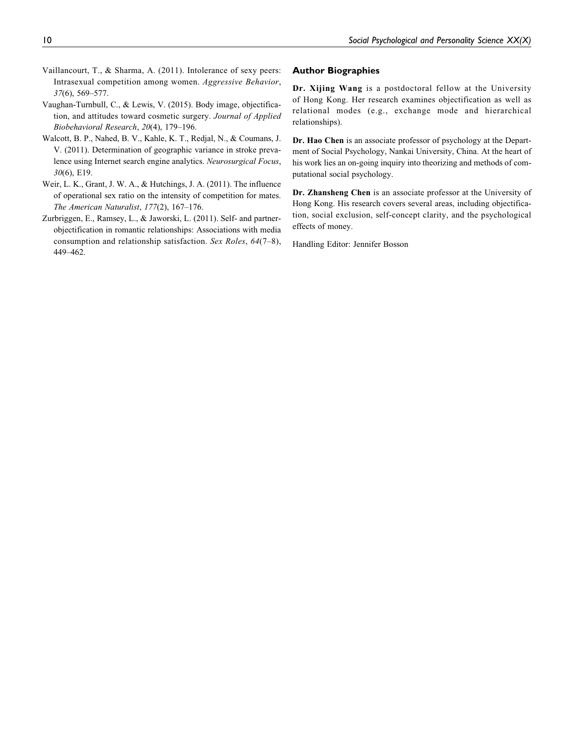Vaillancourt, T., & Sharma, A. (2011). Intolerance of sexy peers: Intrasexual competition among women. *Aggressive Behavior*, *37*(6), 569–577.

Vaughan-Turnbull, C., & Lewis, V. (2015). Body image, objectification, and attitudes toward cosmetic surgery. *Journal of Applied Biobehavioral Research*, *20*(4), 179–196.

Walcott, B. P., Nahed, B. V., Kahle, K. T., Redjal, N., & Coumans, J. V. (2011). Determination of geographic variance in stroke prevalence using Internet search engine analytics. *Neurosurgical Focus*, *30*(6), E19.

Weir, L. K., Grant, J. W. A., & Hutchings, J. A. (2011). The influence of operational sex ratio on the intensity of competition for mates. *The American Naturalist*, *177*(2), 167–176.

Zurbriggen, E., Ramsey, L., & Jaworski, L. (2011). Self- and partner-objectification in romantic relationships: Associations with media consumption and relationship satisfaction. *Sex Roles*, *64*(7–8), 449–462.

## Author Biographies

**Dr. Xijing Wang** is a postdoctoral fellow at the University of Hong Kong. Her research examines objectification as well as relational modes (e.g., exchange mode and hierarchical relationships).

**Dr. Hao Chen** is an associate professor of psychology at the Department of Social Psychology, Nankai University, China. At the heart of his work lies an on-going inquiry into theorizing and methods of computational social psychology.

**Dr. Zhansheng Chen** is an associate professor at the University of Hong Kong. His research covers several areas, including objectification, social exclusion, self-concept clarity, and the psychological effects of money.

Handling Editor: Jennifer Bosson